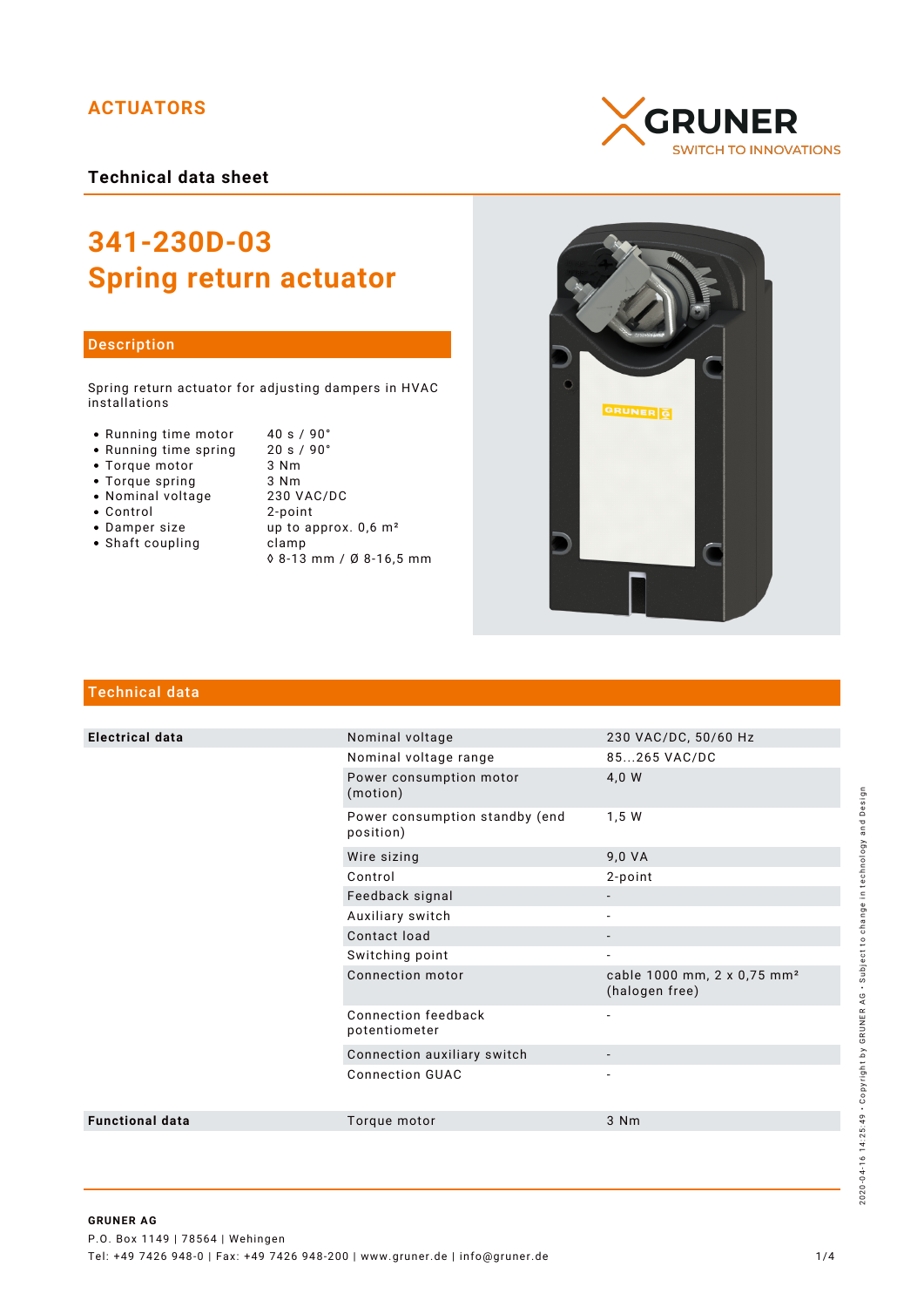ACTUATORS

GRUNER
SWITCH TO INNOVATIONS

**Technical data sheet**

# 341-230D-03
# Spring return actuator

## Description

Spring return actuator for adjusting dampers in HVAC installations

- Running time motor — 40 s / 90°
- Running time spring — 20 s / 90°
- Torque motor — 3 Nm
- Torque spring — 3 Nm
- Nominal voltage — 230 VAC/DC
- Control — 2-point
- Damper size — up to approx. 0,6 m²
- Shaft coupling — clamp ◊ 8-13 mm / Ø 8-16,5 mm

## Technical data

| | | |
|---|---|---|
| **Electrical data** | Nominal voltage | 230 VAC/DC, 50/60 Hz |
| | Nominal voltage range | 85...265 VAC/DC |
| | Power consumption motor (motion) | 4,0 W |
| | Power consumption standby (end position) | 1,5 W |
| | Wire sizing | 9,0 VA |
| | Control | 2-point |
| | Feedback signal | - |
| | Auxiliary switch | - |
| | Contact load | - |
| | Switching point | - |
| | Connection motor | cable 1000 mm, 2 x 0,75 mm² (halogen free) |
| | Connection feedback potentiometer | - |
| | Connection auxiliary switch | - |
| | Connection GUAC | - |
| **Functional data** | Torque motor | 3 Nm |

2020-04-16 14:25:49 • Copyright by GRUNER AG • Subject to change in technology and Design

**GRUNER AG**
P.O. Box 1149 | 78564 | Wehingen
Tel: +49 7426 948-0 | Fax: +49 7426 948-200 | www.gruner.de | info@gruner.de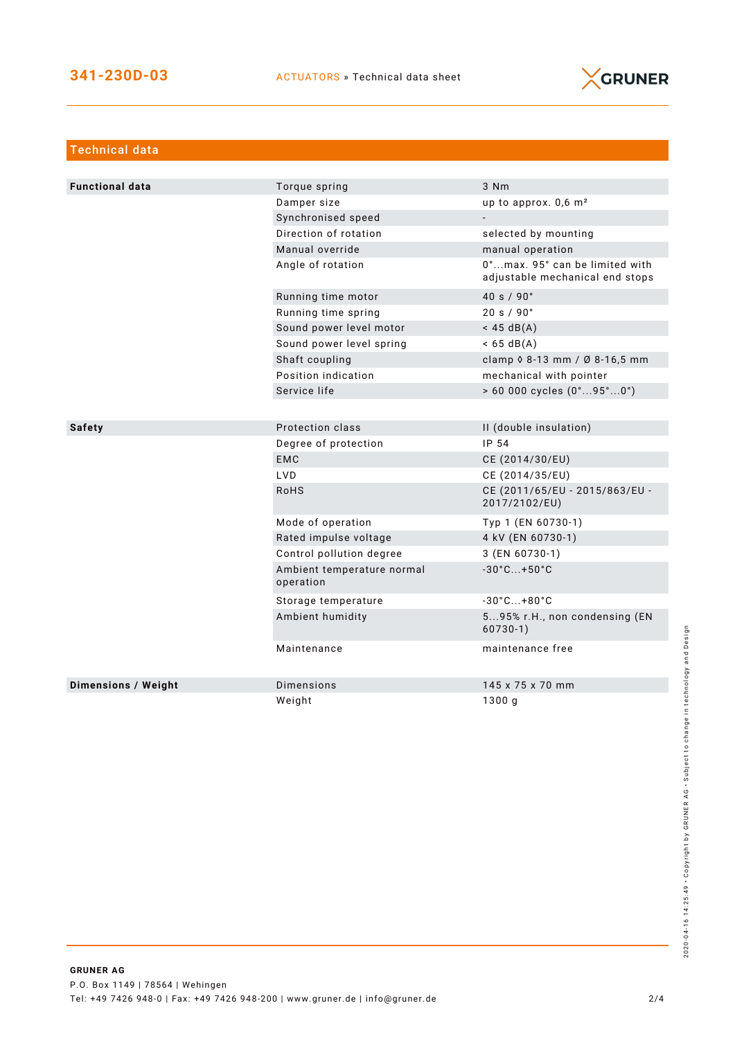## Technical data

| | | |
|---|---|---|
| **Functional data** | Torque spring | 3 Nm |
| | Damper size | up to approx. 0,6 m² |
| | Synchronised speed | - |
| | Direction of rotation | selected by mounting |
| | Manual override | manual operation |
| | Angle of rotation | 0°...max. 95° can be limited with adjustable mechanical end stops |
| | Running time motor | 40 s / 90° |
| | Running time spring | 20 s / 90° |
| | Sound power level motor | < 45 dB(A) |
| | Sound power level spring | < 65 dB(A) |
| | Shaft coupling | clamp ◊ 8-13 mm / Ø 8-16,5 mm |
| | Position indication | mechanical with pointer |
| | Service life | > 60 000 cycles (0°...95°...0°) |

| | | |
|---|---|---|
| **Safety** | Protection class | II (double insulation) |
| | Degree of protection | IP 54 |
| | EMC | CE (2014/30/EU) |
| | LVD | CE (2014/35/EU) |
| | RoHS | CE (2011/65/EU - 2015/863/EU - 2017/2102/EU) |
| | Mode of operation | Typ 1 (EN 60730-1) |
| | Rated impulse voltage | 4 kV (EN 60730-1) |
| | Control pollution degree | 3 (EN 60730-1) |
| | Ambient temperature normal operation | -30°C...+50°C |
| | Storage temperature | -30°C...+80°C |
| | Ambient humidity | 5...95% r.H., non condensing (EN 60730-1) |
| | Maintenance | maintenance free |

| | | |
|---|---|---|
| **Dimensions / Weight** | Dimensions | 145 x 75 x 70 mm |
| | Weight | 1300 g |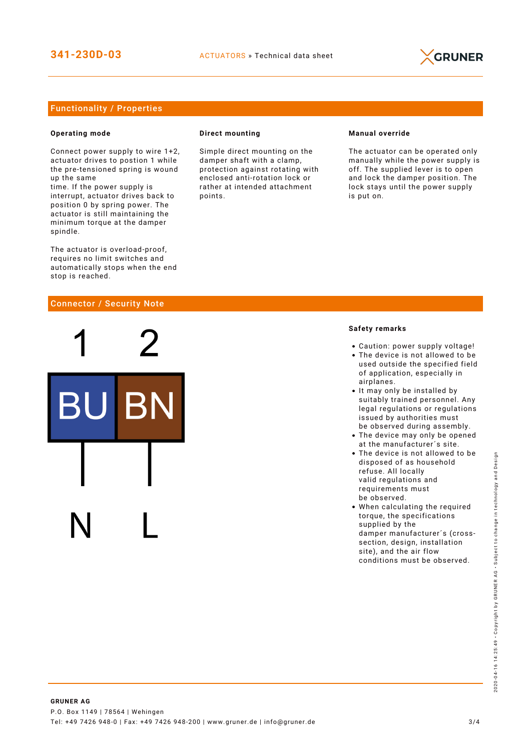## Functionality / Properties

### Operating mode

Connect power supply to wire 1+2, actuator drives to postion 1 while the pre-tensioned spring is wound up the same time. If the power supply is interrupt, actuator drives back to position 0 by spring power. The actuator is still maintaining the minimum torque at the damper spindle.

The actuator is overload-proof, requires no limit switches and automatically stops when the end stop is reached.

### Direct mounting

Simple direct mounting on the damper shaft with a clamp, protection against rotating with enclosed anti-rotation lock or rather at intended attachment points.

### Manual override

The actuator can be operated only manually while the power supply is off. The supplied lever is to open and lock the damper position. The lock stays until the power supply is put on.

## Connector / Security Note

| 1 | 2 |
|---|---|
| BU | BN |
| N | L |

### Safety remarks

- Caution: power supply voltage!
- The device is not allowed to be used outside the specified field of application, especially in airplanes.
- It may only be installed by suitably trained personnel. Any legal regulations or regulations issued by authorities must be observed during assembly.
- The device may only be opened at the manufacturer´s site.
- The device is not allowed to be disposed of as household refuse. All locally valid regulations and requirements must be observed.
- When calculating the required torque, the specifications supplied by the damper manufacturer´s (cross-section, design, installation site), and the air flow conditions must be observed.

**GRUNER AG**
P.O. Box 1149 | 78564 | Wehingen
Tel: +49 7426 948-0 | Fax: +49 7426 948-200 | www.gruner.de | info@gruner.de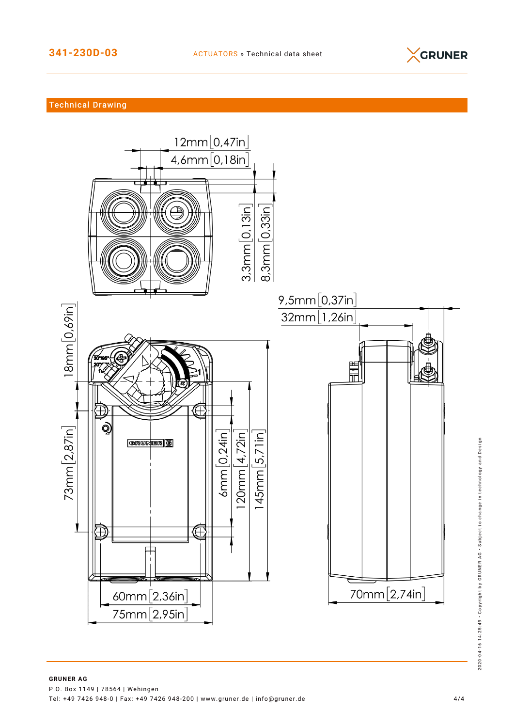## Technical Drawing

12mm [0,47in]

4,6mm [0,18in]

3,3mm [0,13in]

8,3mm [0,33in]

9,5mm [0,37in]

32mm [1,26in]

18mm [0,69in]

73mm [2,87in]

6mm [0,24in]

120mm [4,72in]

145mm [5,71in]

60mm [2,36in]

75mm [2,95in]

70mm [2,74in]

**GRUNER AG**
P.O. Box 1149 | 78564 | Wehingen
Tel: +49 7426 948-0 | Fax: +49 7426 948-200 | www.gruner.de | info@gruner.de